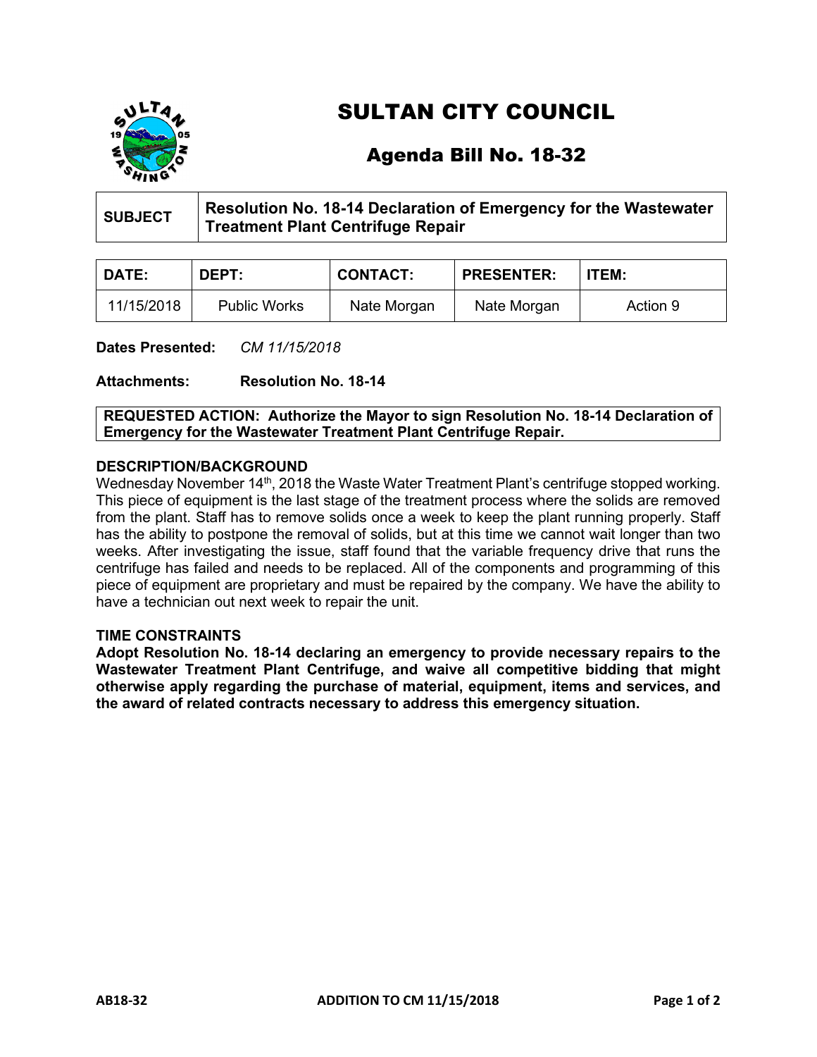# SULTAN CITY COUNCIL

## Agenda Bill No. 18-32

| SUBJECT | Resolution No. 18-14 Declaration of Emergency for the Wastewater Treatment Plant Centrifuge Repair |
| --- | --- |

| DATE: | DEPT: | CONTACT: | PRESENTER: | ITEM: |
| --- | --- | --- | --- | --- |
| 11/15/2018 | Public Works | Nate Morgan | Nate Morgan | Action 9 |

**Dates Presented:** *CM 11/15/2018*

**Attachments:** **Resolution No. 18-14**

**REQUESTED ACTION: Authorize the Mayor to sign Resolution No. 18-14 Declaration of Emergency for the Wastewater Treatment Plant Centrifuge Repair.**

### DESCRIPTION/BACKGROUND

Wednesday November 14th, 2018 the Waste Water Treatment Plant's centrifuge stopped working. This piece of equipment is the last stage of the treatment process where the solids are removed from the plant. Staff has to remove solids once a week to keep the plant running properly. Staff has the ability to postpone the removal of solids, but at this time we cannot wait longer than two weeks. After investigating the issue, staff found that the variable frequency drive that runs the centrifuge has failed and needs to be replaced. All of the components and programming of this piece of equipment are proprietary and must be repaired by the company. We have the ability to have a technician out next week to repair the unit.

### TIME CONSTRAINTS

**Adopt Resolution No. 18-14 declaring an emergency to provide necessary repairs to the Wastewater Treatment Plant Centrifuge, and waive all competitive bidding that might otherwise apply regarding the purchase of material, equipment, items and services, and the award of related contracts necessary to address this emergency situation.**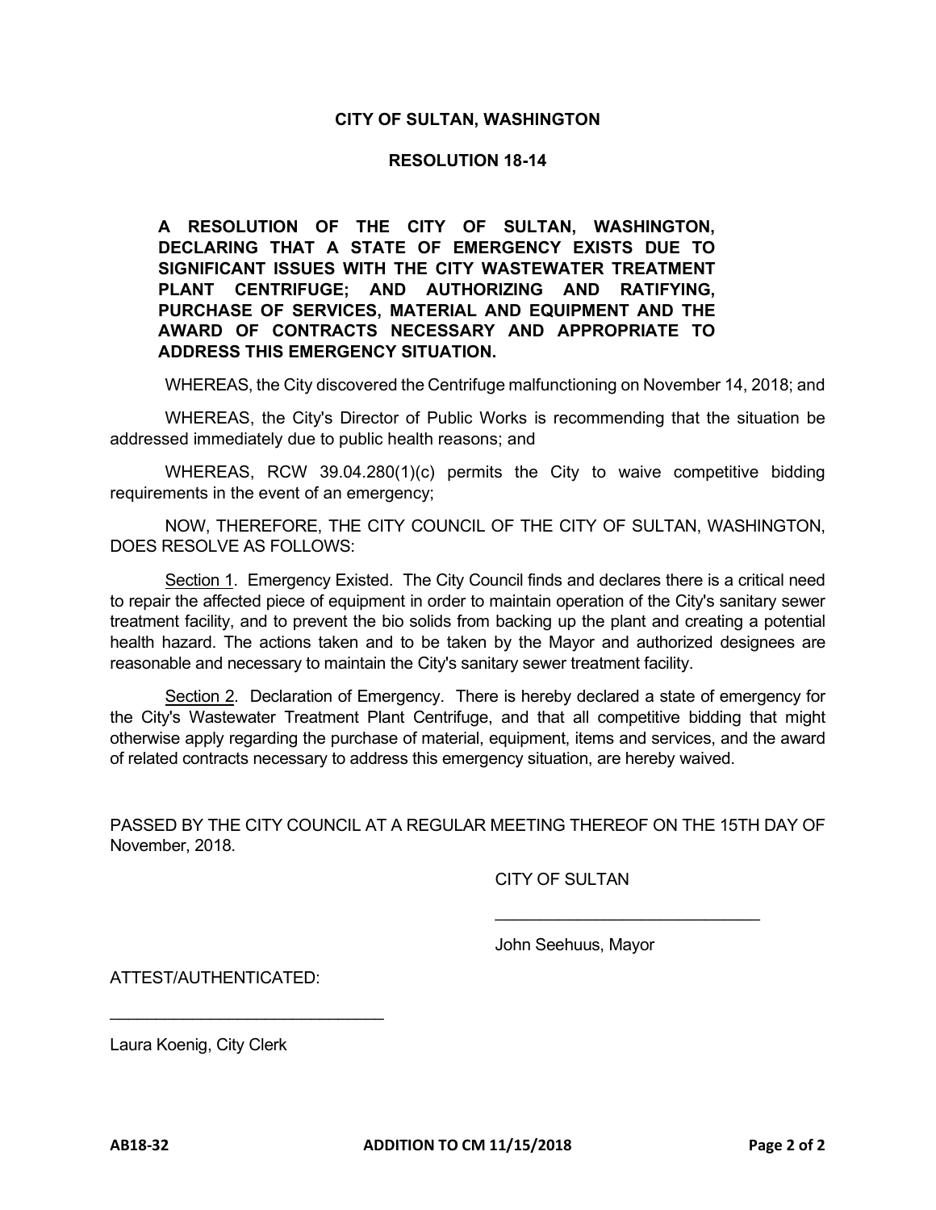**CITY OF SULTAN, WASHINGTON**

**RESOLUTION 18-14**

**A RESOLUTION OF THE CITY OF SULTAN, WASHINGTON, DECLARING THAT A STATE OF EMERGENCY EXISTS DUE TO SIGNIFICANT ISSUES WITH THE CITY WASTEWATER TREATMENT PLANT CENTRIFUGE; AND AUTHORIZING AND RATIFYING, PURCHASE OF SERVICES, MATERIAL AND EQUIPMENT AND THE AWARD OF CONTRACTS NECESSARY AND APPROPRIATE TO ADDRESS THIS EMERGENCY SITUATION.**

WHEREAS, the City discovered the Centrifuge malfunctioning on November 14, 2018; and

WHEREAS, the City's Director of Public Works is recommending that the situation be addressed immediately due to public health reasons; and

WHEREAS, RCW 39.04.280(1)(c) permits the City to waive competitive bidding requirements in the event of an emergency;

NOW, THEREFORE, THE CITY COUNCIL OF THE CITY OF SULTAN, WASHINGTON, DOES RESOLVE AS FOLLOWS:

Section 1. Emergency Existed. The City Council finds and declares there is a critical need to repair the affected piece of equipment in order to maintain operation of the City's sanitary sewer treatment facility, and to prevent the bio solids from backing up the plant and creating a potential health hazard. The actions taken and to be taken by the Mayor and authorized designees are reasonable and necessary to maintain the City's sanitary sewer treatment facility.

Section 2. Declaration of Emergency. There is hereby declared a state of emergency for the City's Wastewater Treatment Plant Centrifuge, and that all competitive bidding that might otherwise apply regarding the purchase of material, equipment, items and services, and the award of related contracts necessary to address this emergency situation, are hereby waived.

PASSED BY THE CITY COUNCIL AT A REGULAR MEETING THEREOF ON THE 15TH DAY OF November, 2018.

CITY OF SULTAN

______________________________

John Seehuus, Mayor

ATTEST/AUTHENTICATED:

______________________________

Laura Koenig, City Clerk

AB18-32 ADDITION TO CM 11/15/2018